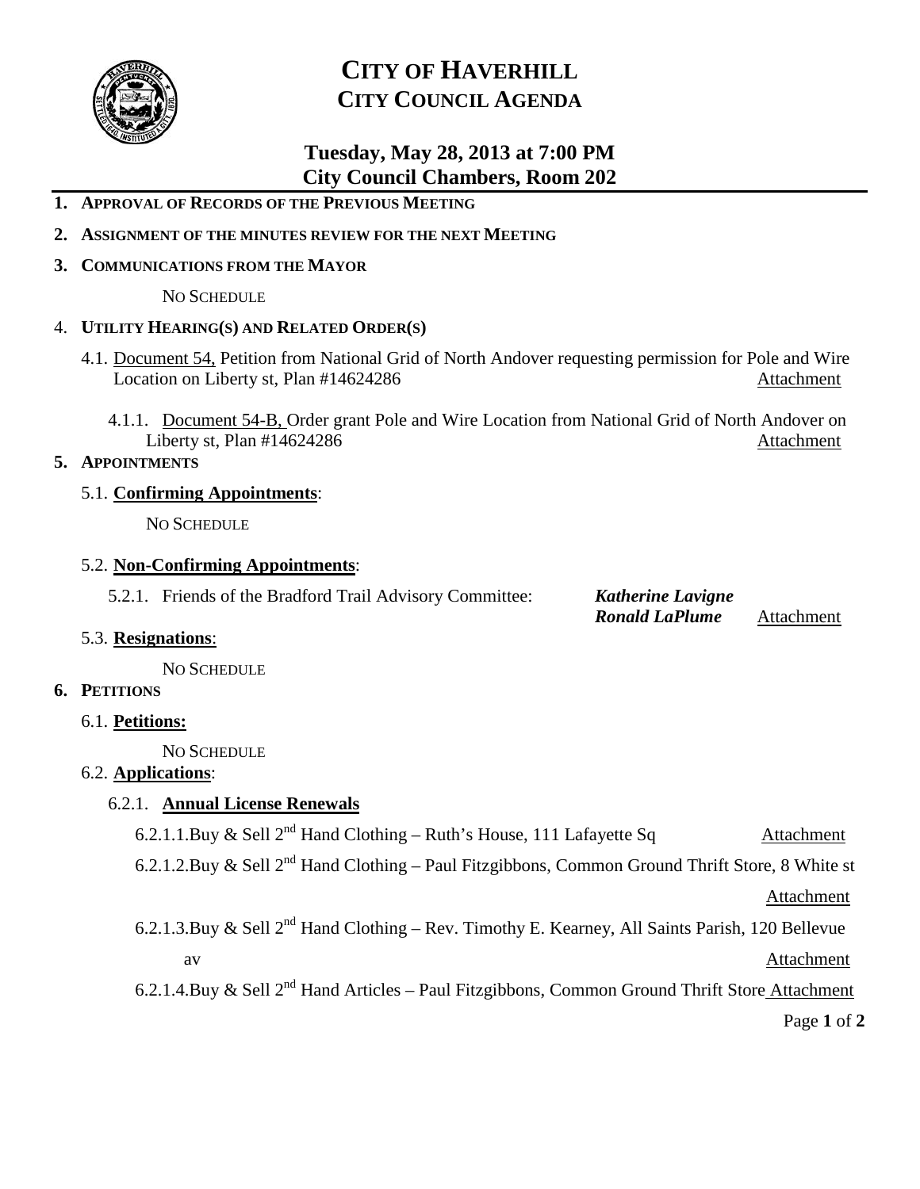# CITY OF HAVERHILL
## CITY COUNCIL AGENDA

### Tuesday, May 28, 2013 at 7:00 PM
### City Council Chambers, Room 202

1. **APPROVAL OF RECORDS OF THE PREVIOUS MEETING**
2. **ASSIGNMENT OF THE MINUTES REVIEW FOR THE NEXT MEETING**
3. **COMMUNICATIONS FROM THE MAYOR**

   NO SCHEDULE

4. **UTILITY HEARING(S) AND RELATED ORDER(S)**

   4.1. Document 54, Petition from National Grid of North Andover requesting permission for Pole and Wire Location on Liberty st, Plan #14624286 — Attachment

   4.1.1. Document 54-B, Order grant Pole and Wire Location from National Grid of North Andover on Liberty st, Plan #14624286 — Attachment

5. **APPOINTMENTS**

   5.1. **Confirming Appointments**:

   NO SCHEDULE

   5.2. **Non-Confirming Appointments**:

   5.2.1. Friends of the Bradford Trail Advisory Committee: ***Katherine Lavigne***, ***Ronald LaPlume*** — Attachment

   5.3. **Resignations**:

   NO SCHEDULE

6. **PETITIONS**

   6.1. **Petitions:**

   NO SCHEDULE

   6.2. **Applications**:

   6.2.1. **Annual License Renewals**

   6.2.1.1. Buy & Sell 2nd Hand Clothing – Ruth's House, 111 Lafayette Sq — Attachment

   6.2.1.2. Buy & Sell 2nd Hand Clothing – Paul Fitzgibbons, Common Ground Thrift Store, 8 White st — Attachment

   6.2.1.3. Buy & Sell 2nd Hand Clothing – Rev. Timothy E. Kearney, All Saints Parish, 120 Bellevue av — Attachment

   6.2.1.4. Buy & Sell 2nd Hand Articles – Paul Fitzgibbons, Common Ground Thrift Store — Attachment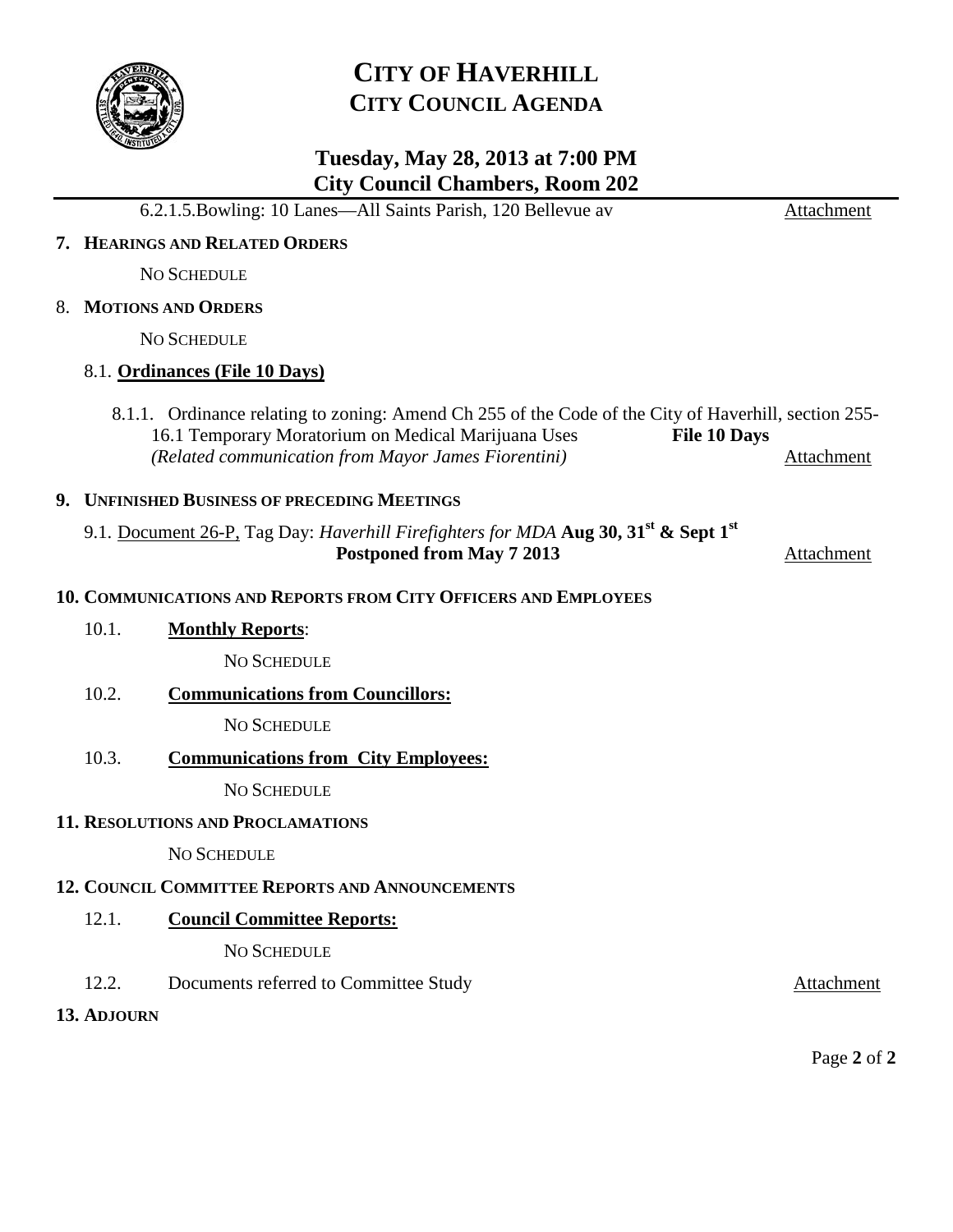# CITY OF HAVERHILL
## CITY COUNCIL AGENDA

### Tuesday, May 28, 2013 at 7:00 PM
### City Council Chambers, Room 202

6.2.1.5.Bowling: 10 Lanes—All Saints Parish, 120 Bellevue av — Attachment

**7. HEARINGS AND RELATED ORDERS**

NO SCHEDULE

**8. MOTIONS AND ORDERS**

NO SCHEDULE

8.1. **Ordinances (File 10 Days)**

8.1.1. Ordinance relating to zoning: Amend Ch 255 of the Code of the City of Haverhill, section 255-16.1 Temporary Moratorium on Medical Marijuana Uses **File 10 Days**
*(Related communication from Mayor James Fiorentini)* — Attachment

**9. UNFINISHED BUSINESS OF PRECEDING MEETINGS**

9.1. Document 26-P, Tag Day: *Haverhill Firefighters for MDA* **Aug 30, 31st & Sept 1st**
**Postponed from May 7 2013** — Attachment

**10. COMMUNICATIONS AND REPORTS FROM CITY OFFICERS AND EMPLOYEES**

10.1. **Monthly Reports**:

NO SCHEDULE

10.2. **Communications from Councillors:**

NO SCHEDULE

10.3. **Communications from City Employees:**

NO SCHEDULE

**11. RESOLUTIONS AND PROCLAMATIONS**

NO SCHEDULE

**12. COUNCIL COMMITTEE REPORTS AND ANNOUNCEMENTS**

12.1. **Council Committee Reports:**

NO SCHEDULE

12.2. Documents referred to Committee Study — Attachment

**13. ADJOURN**